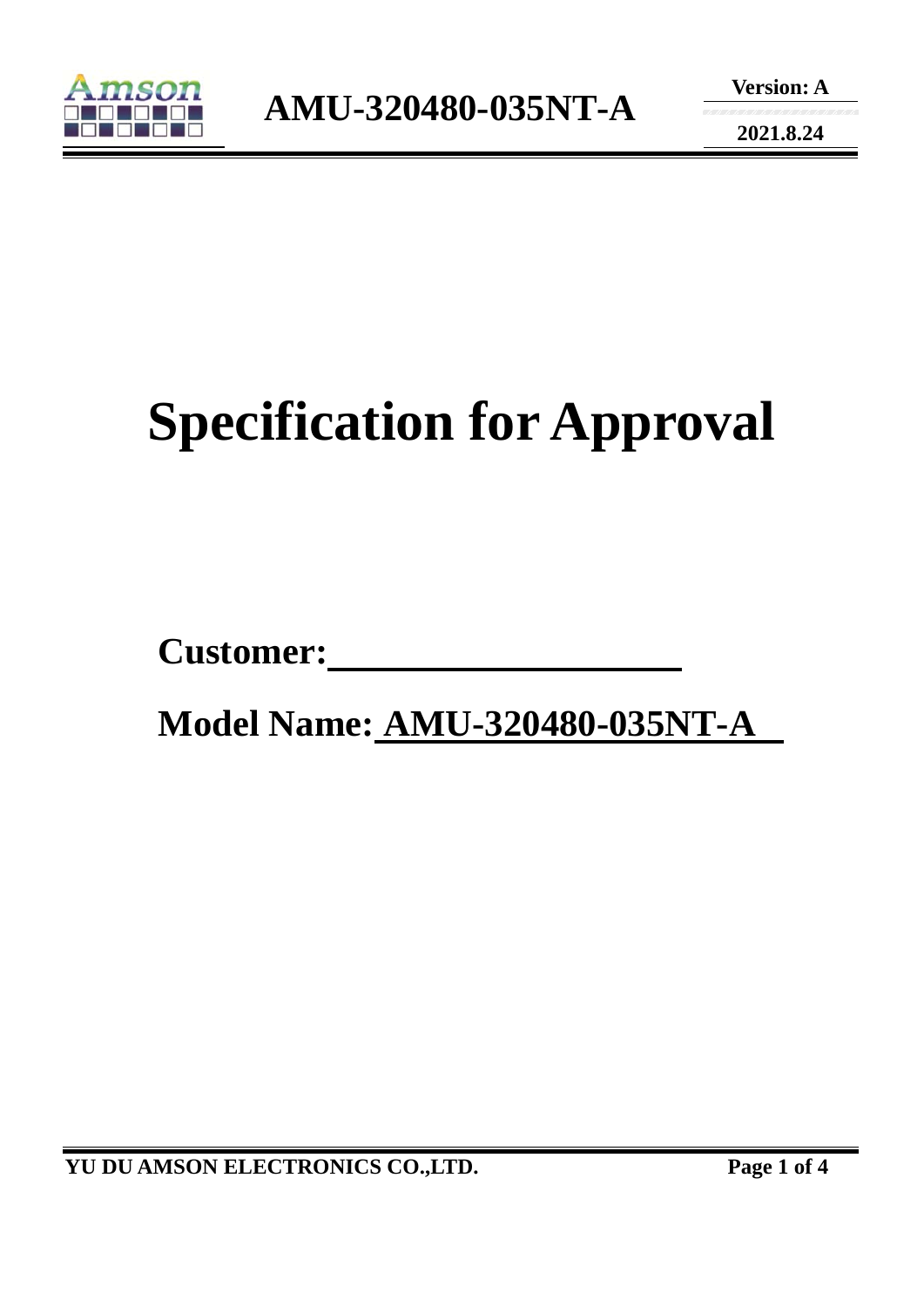# Specification for Approval

**Customer:**\_\_\_\_\_\_\_\_\_\_\_\_\_\_\_\_\_\_\_\_

**Model Name:** **AMU-320480-035NT-A**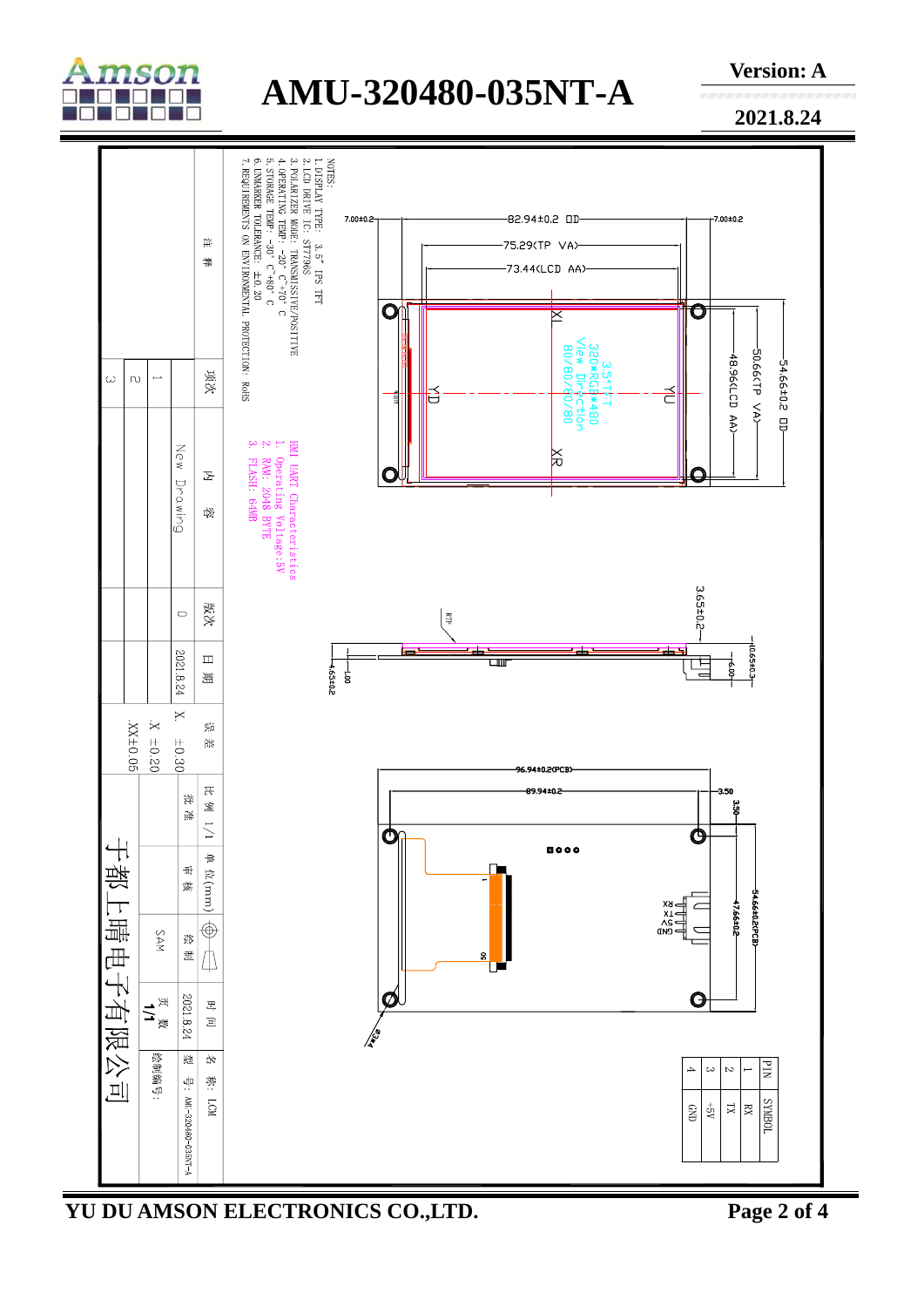NOTES:

1. DISPLAY TYPE: 3.5" IPS TFT
2. LCD DRIVE IC: ST7796S
3. POLARIZER MODE: TRANSMISSIVE/POSITIVE
4. OPERATING TEMP: -20° C~70° C
5. STORAGE TEMP: -30° C~80° C
6. UNMARKER TOLERANCE: ±0.20
7. REQUIREMENTS ON ENVIRONMENTAL PROTECTION: RoHS

HMI UART Characteristics

1. Operating Voltage:5V
2. RAM: 2048 BYTE
3. FLASH: 64MB

3.5"TFT
320*RGB*480
View Direction
80/80/80/80

82.94±0.2 OD
75.29(TP VA)
73.44(LCD AA)
7.00±0.2
7.00±0.2
54.66±0.2 OD
50.66(TP VA)
48.96(LCD AA)
3.65±0.2
4.65±0.2
1.00
10.65±0.3
6.00

96.94±0.2(PCB)
89.94±0.2
3.50
3.50
54.66±0.2(PCB)
47.66±0.2
4-Φ3.4

| PIN | SYMBOL |
|---|---|
| 1 | RX |
| 2 | TX |
| 3 | +5V |
| 4 | GND |

| 项次 | 内容 | 版次 | 日期 |
|---|---|---|---|
| 1 | New Drawing | 0 | 2021.8.24 |
| 2 | | | |
| 3 | | | |

| 误差 | |
|---|---|
| X. | ±0.30 |
| .X | ±0.20 |
| .XX | ±0.05 |

| 比例 1/1 | 单位(mm) | | 时间 | 名称: LCM |
|---|---|---|---|---|
| 批准 | 审核 | 绘制 | 2021.8.24 | 型号: AMU-320480-035NT-A |
| | | SAM | 页数 1/1 | 绘制编号: |

于都上晴电子有限公司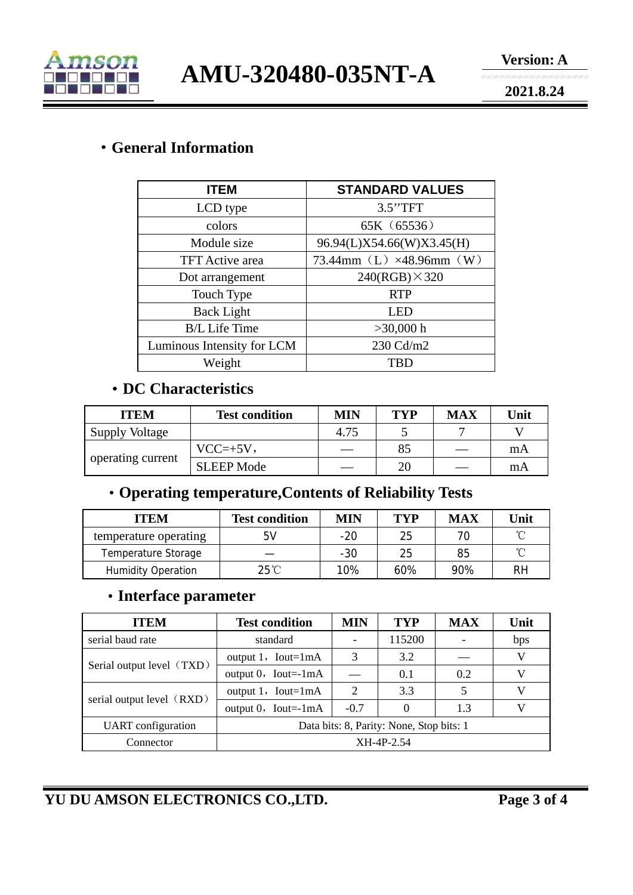## ・General Information

| ITEM | STANDARD VALUES |
|---|---|
| LCD type | 3.5''TFT |
| colors | 65K（65536） |
| Module size | 96.94(L)X54.66(W)X3.45(H) |
| TFT Active area | 73.44mm（L）×48.96mm（W） |
| Dot arrangement | 240(RGB)×320 |
| Touch Type | RTP |
| Back Light | LED |
| B/L Life Time | >30,000 h |
| Luminous Intensity for LCM | 230 Cd/m2 |
| Weight | TBD |

## ・DC Characteristics

| ITEM | Test condition | MIN | TYP | MAX | Unit |
|---|---|---|---|---|---|
| Supply Voltage | | 4.75 | 5 | 7 | V |
| operating current | VCC=+5V， | — | 85 | — | mA |
| | SLEEP Mode | — | 20 | — | mA |

## ・Operating temperature,Contents of Reliability Tests

| ITEM | Test condition | MIN | TYP | MAX | Unit |
|---|---|---|---|---|---|
| temperature operating | 5V | -20 | 25 | 70 | ℃ |
| Temperature Storage | — | -30 | 25 | 85 | ℃ |
| Humidity Operation | 25℃ | 10% | 60% | 90% | RH |

## ・Interface parameter

| ITEM | Test condition | MIN | TYP | MAX | Unit |
|---|---|---|---|---|---|
| serial baud rate | standard | - | 115200 | - | bps |
| Serial output level（TXD） | output 1，Iout=1mA | 3 | 3.2 | — | V |
| | output 0，Iout=-1mA | — | 0.1 | 0.2 | V |
| serial output level（RXD） | output 1，Iout=1mA | 2 | 3.3 | 5 | V |
| | output 0，Iout=-1mA | -0.7 | 0 | 1.3 | V |
| UART configuration | Data bits: 8, Parity: None, Stop bits: 1 | | | | |
| Connector | XH-4P-2.54 | | | | |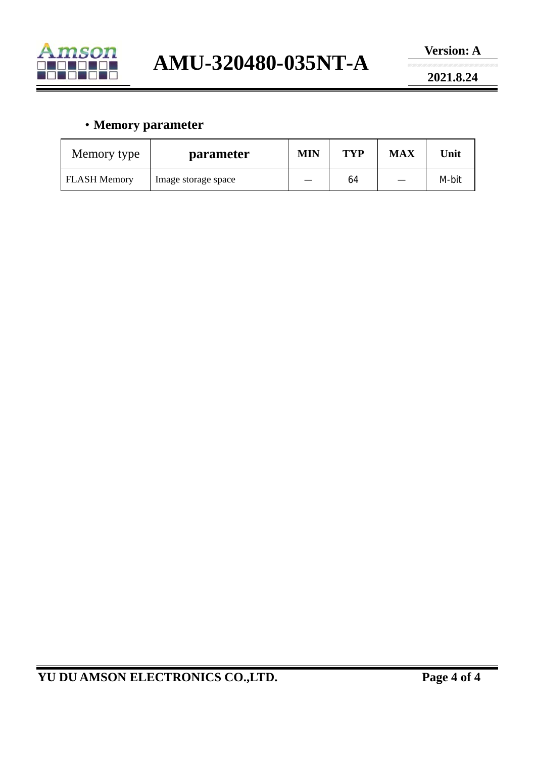- **Memory parameter**

| Memory type | **parameter** | **MIN** | **TYP** | **MAX** | **Unit** |
| --- | --- | --- | --- | --- | --- |
| FLASH Memory | Image storage space | — | 64 | — | M-bit |